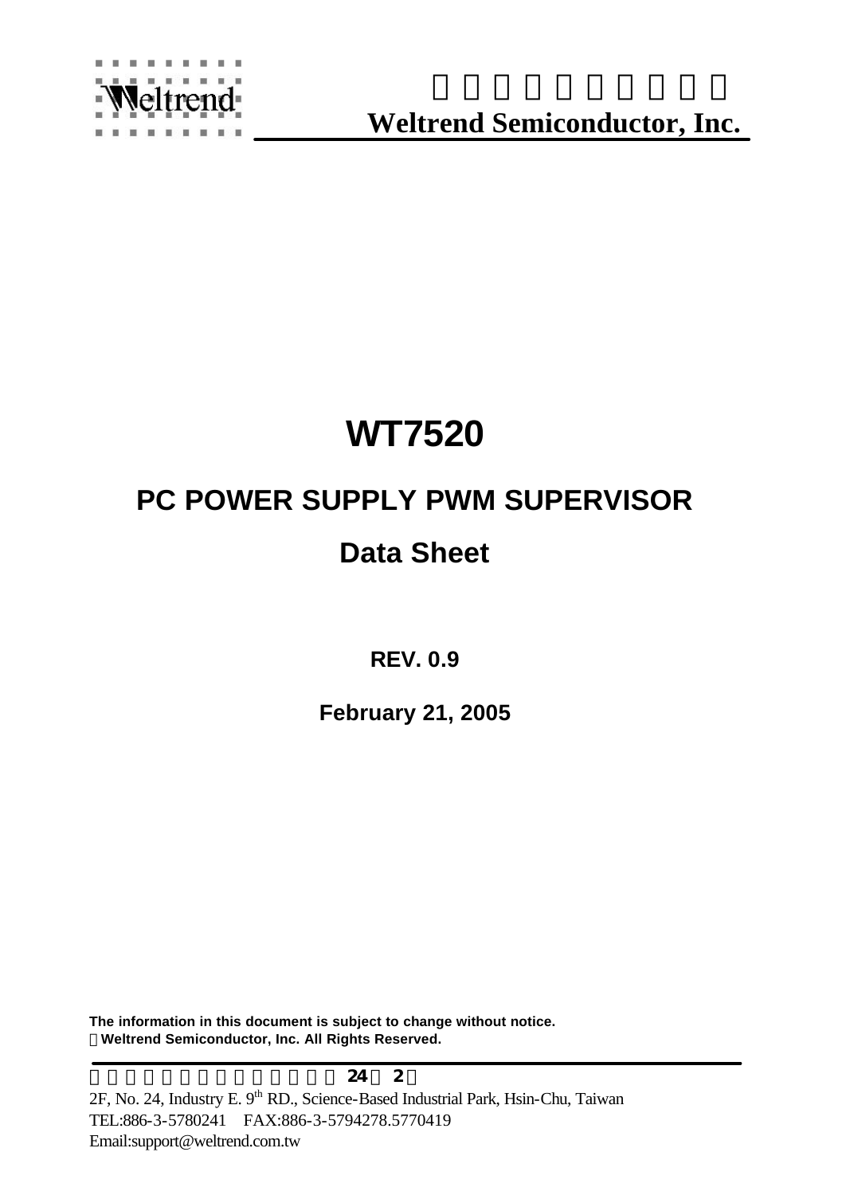Weltrend

**Weltrend Semiconductor, Inc.**

# WT7520

## PC POWER SUPPLY PWM SUPERVISOR

## Data Sheet

**REV. 0.9**

**February 21, 2005**

**The information in this document is subject to change without notice.**
**Weltrend Semiconductor, Inc. All Rights Reserved.**

2F, No. 24, Industry E. 9th RD., Science-Based Industrial Park, Hsin-Chu, Taiwan
TEL:886-3-5780241 FAX:886-3-5794278.5770419
Email:support@weltrend.com.tw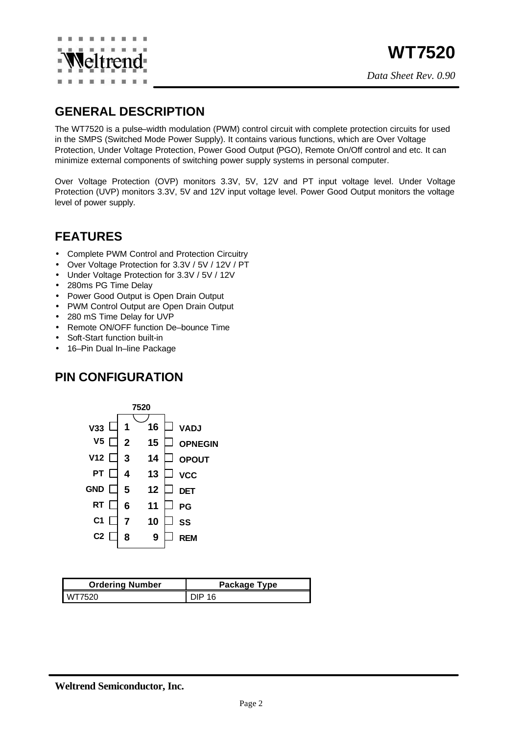# WT7520

*Data Sheet Rev. 0.90*

## GENERAL DESCRIPTION

The WT7520 is a pulse–width modulation (PWM) control circuit with complete protection circuits for used in the SMPS (Switched Mode Power Supply). It contains various functions, which are Over Voltage Protection, Under Voltage Protection, Power Good Output (PGO), Remote On/Off control and etc. It can minimize external components of switching power supply systems in personal computer.

Over Voltage Protection (OVP) monitors 3.3V, 5V, 12V and PT input voltage level. Under Voltage Protection (UVP) monitors 3.3V, 5V and 12V input voltage level. Power Good Output monitors the voltage level of power supply.

## FEATURES

- Complete PWM Control and Protection Circuitry
- Over Voltage Protection for 3.3V / 5V / 12V / PT
- Under Voltage Protection for 3.3V / 5V / 12V
- 280ms PG Time Delay
- Power Good Output is Open Drain Output
- PWM Control Output are Open Drain Output
- 280 mS Time Delay for UVP
- Remote ON/OFF function De–bounce Time
- Soft-Start function built-in
- 16–Pin Dual In–line Package

## PIN CONFIGURATION

**7520**

| Pin Name | Pin | Pin | Pin Name |
|---|---|---|---|
| V33 | 1 | 16 | VADJ |
| V5 | 2 | 15 | OPNEGIN |
| V12 | 3 | 14 | OPOUT |
| PT | 4 | 13 | VCC |
| GND | 5 | 12 | DET |
| RT | 6 | 11 | PG |
| C1 | 7 | 10 | SS |
| C2 | 8 | 9 | REM |

| Ordering Number | Package Type |
|---|---|
| WT7520 | DIP 16 |

**Weltrend Semiconductor, Inc.**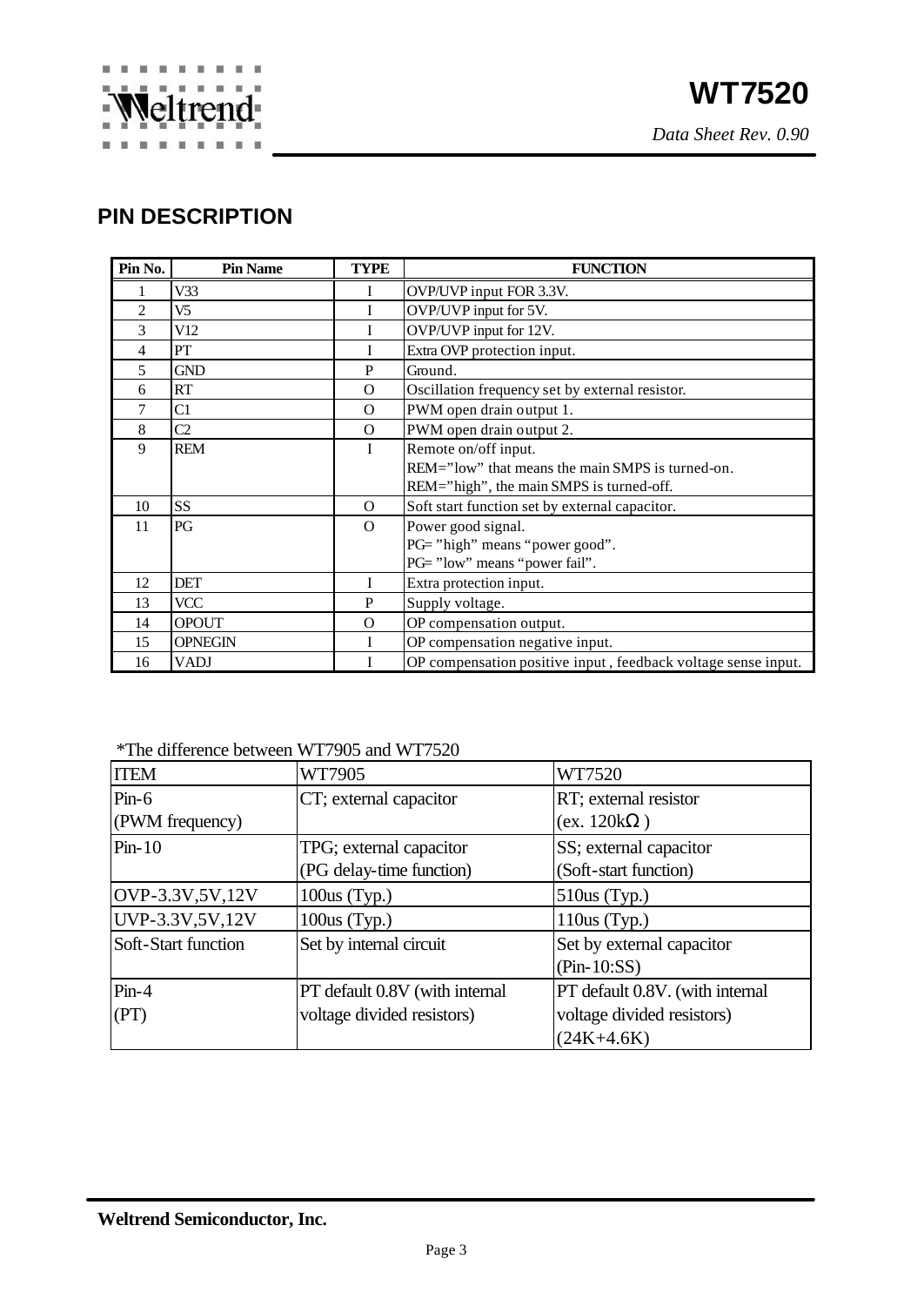## PIN DESCRIPTION

| Pin No. | Pin Name | TYPE | FUNCTION |
|---|---|---|---|
| 1 | V33 | I | OVP/UVP input FOR 3.3V. |
| 2 | V5 | I | OVP/UVP input for 5V. |
| 3 | V12 | I | OVP/UVP input for 12V. |
| 4 | PT | I | Extra OVP protection input. |
| 5 | GND | P | Ground. |
| 6 | RT | O | Oscillation frequency set by external resistor. |
| 7 | C1 | O | PWM open drain output 1. |
| 8 | C2 | O | PWM open drain output 2. |
| 9 | REM | I | Remote on/off input.<br>REM="low" that means the main SMPS is turned-on.<br>REM="high", the main SMPS is turned-off. |
| 10 | SS | O | Soft start function set by external capacitor. |
| 11 | PG | O | Power good signal.<br>PG= "high" means "power good".<br>PG= "low" means "power fail". |
| 12 | DET | I | Extra protection input. |
| 13 | VCC | P | Supply voltage. |
| 14 | OPOUT | O | OP compensation output. |
| 15 | OPNEGIN | I | OP compensation negative input. |
| 16 | VADJ | I | OP compensation positive input , feedback voltage sense input. |

*The difference between WT7905 and WT7520

| ITEM | WT7905 | WT7520 |
|---|---|---|
| Pin-6<br>(PWM frequency) | CT; external capacitor | RT; external resistor<br>(ex. 120kΩ ) |
| Pin-10 | TPG; external capacitor<br>(PG delay-time function) | SS; external capacitor<br>(Soft-start function) |
| OVP-3.3V,5V,12V | 100us (Typ.) | 510us (Typ.) |
| UVP-3.3V,5V,12V | 100us (Typ.) | 110us (Typ.) |
| Soft-Start function | Set by internal circuit | Set by external capacitor<br>(Pin-10:SS) |
| Pin-4<br>(PT) | PT default 0.8V (with internal voltage divided resistors) | PT default 0.8V. (with internal voltage divided resistors)<br>(24K+4.6K) |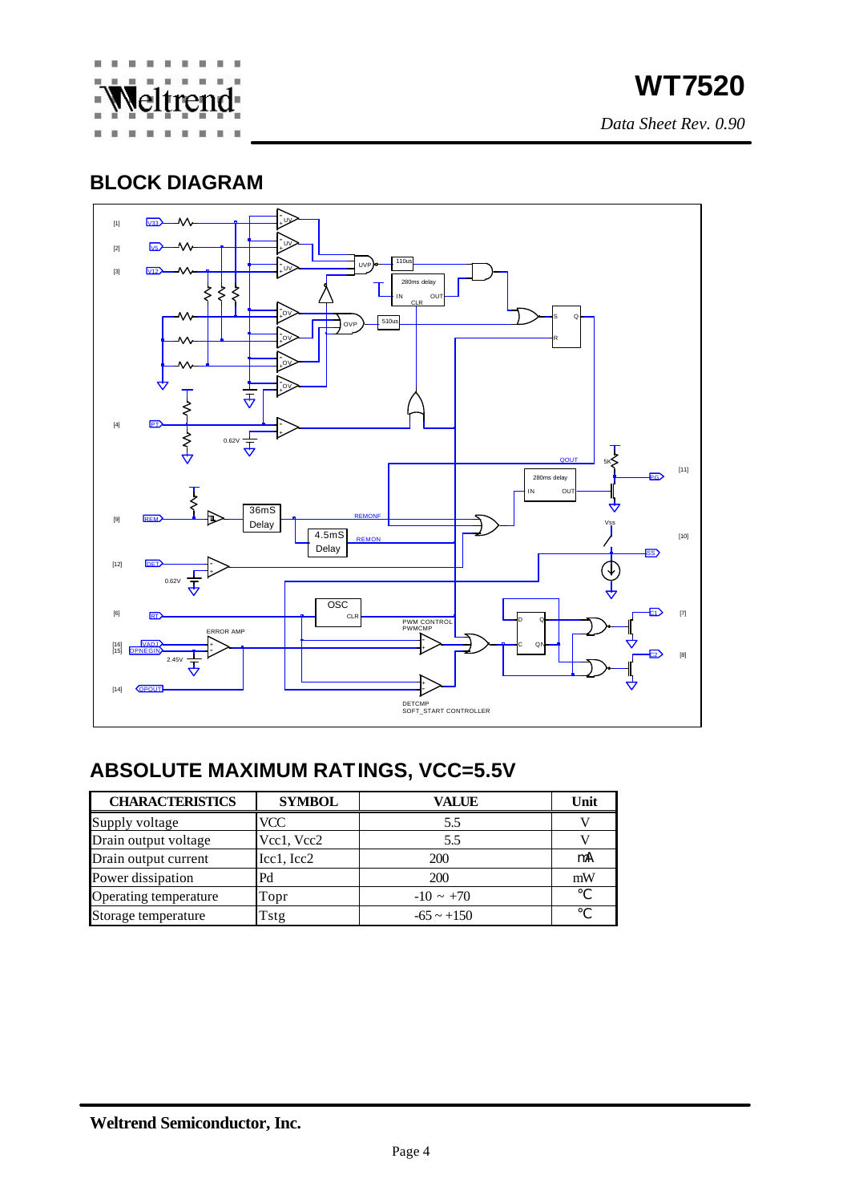## BLOCK DIAGRAM

## ABSOLUTE MAXIMUM RATINGS, VCC=5.5V

| CHARACTERISTICS | SYMBOL | VALUE | Unit |
|---|---|---|---|
| Supply voltage | VCC | 5.5 | V |
| Drain output voltage | Vcc1, Vcc2 | 5.5 | V |
| Drain output current | Icc1, Icc2 | 200 | mA |
| Power dissipation | Pd | 200 | mW |
| Operating temperature | Topr | -10 ~ +70 | ℃ |
| Storage temperature | Tstg | -65 ~ +150 | ℃ |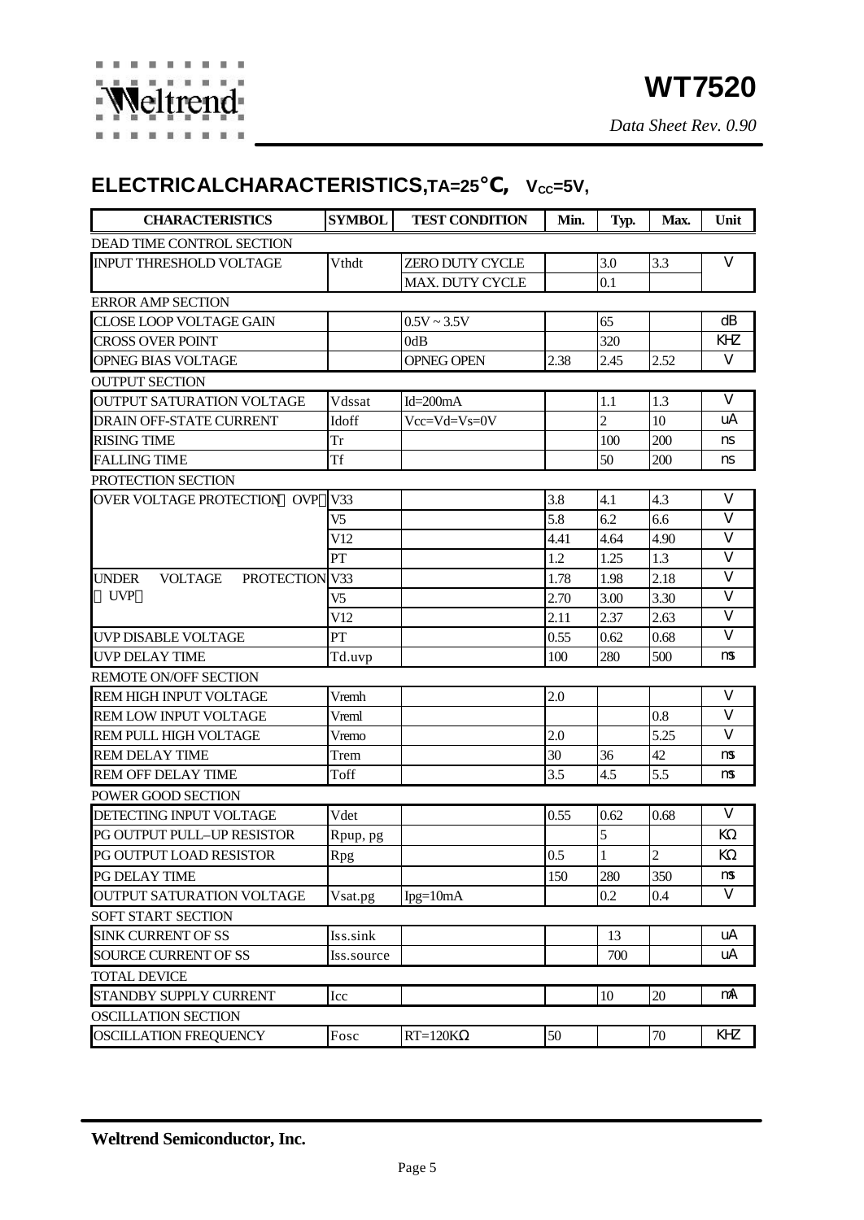## ELECTRICALCHARACTERISTICS,TA=25°C, $V_{CC}$=5V,

| CHARACTERISTICS | SYMBOL | TEST CONDITION | Min. | Typ. | Max. | Unit |
|---|---|---|---|---|---|---|
| DEAD TIME CONTROL SECTION | | | | | | |
| INPUT THRESHOLD VOLTAGE | Vthdt | ZERO DUTY CYCLE | | 3.0 | 3.3 | V |
| | | MAX. DUTY CYCLE | | 0.1 | | |
| ERROR AMP SECTION | | | | | | |
| CLOSE LOOP VOLTAGE GAIN | | 0.5V ~ 3.5V | | 65 | | dB |
| CROSS OVER POINT | | 0dB | | 320 | | KHZ |
| OPNEG BIAS VOLTAGE | | OPNEG OPEN | 2.38 | 2.45 | 2.52 | V |
| OUTPUT SECTION | | | | | | |
| OUTPUT SATURATION VOLTAGE | Vdssat | Id=200mA | | 1.1 | 1.3 | V |
| DRAIN OFF-STATE CURRENT | Idoff | Vcc=Vd=Vs=0V | | 2 | 10 | uA |
| RISING TIME | Tr | | | 100 | 200 | ns |
| FALLING TIME | Tf | | | 50 | 200 | ns |
| PROTECTION SECTION | | | | | | |
| OVER VOLTAGE PROTECTION（OVP） | V33 | | 3.8 | 4.1 | 4.3 | V |
| | V5 | | 5.8 | 6.2 | 6.6 | V |
| | V12 | | 4.41 | 4.64 | 4.90 | V |
| | PT | | 1.2 | 1.25 | 1.3 | V |
| UNDER VOLTAGE PROTECTION（UVP） | V33 | | 1.78 | 1.98 | 2.18 | V |
| | V5 | | 2.70 | 3.00 | 3.30 | V |
| | V12 | | 2.11 | 2.37 | 2.63 | V |
| UVP DISABLE VOLTAGE | PT | | 0.55 | 0.62 | 0.68 | V |
| UVP DELAY TIME | Td.uvp | | 100 | 280 | 500 | ms |
| REMOTE ON/OFF SECTION | | | | | | |
| REM HIGH INPUT VOLTAGE | Vremh | | 2.0 | | | V |
| REM LOW INPUT VOLTAGE | Vreml | | | | 0.8 | V |
| REM PULL HIGH VOLTAGE | Vremo | | 2.0 | | 5.25 | V |
| REM DELAY TIME | Trem | | 30 | 36 | 42 | ms |
| REM OFF DELAY TIME | Toff | | 3.5 | 4.5 | 5.5 | ms |
| POWER GOOD SECTION | | | | | | |
| DETECTING INPUT VOLTAGE | Vdet | | 0.55 | 0.62 | 0.68 | V |
| PG OUTPUT PULL–UP RESISTOR | Rpup, pg | | | 5 | | KΩ |
| PG OUTPUT LOAD RESISTOR | Rpg | | 0.5 | 1 | 2 | KΩ |
| PG DELAY TIME | | | 150 | 280 | 350 | ms |
| OUTPUT SATURATION VOLTAGE | Vsat.pg | Ipg=10mA | | 0.2 | 0.4 | V |
| SOFT START SECTION | | | | | | |
| SINK CURRENT OF SS | Iss.sink | | | 13 | | uA |
| SOURCE CURRENT OF SS | Iss.source | | | 700 | | uA |
| TOTAL DEVICE | | | | | | |
| STANDBY SUPPLY CURRENT | Icc | | | 10 | 20 | mA |
| OSCILLATION SECTION | | | | | | |
| OSCILLATION FREQUENCY | Fosc | RT=120KΩ | 50 | | 70 | KHZ |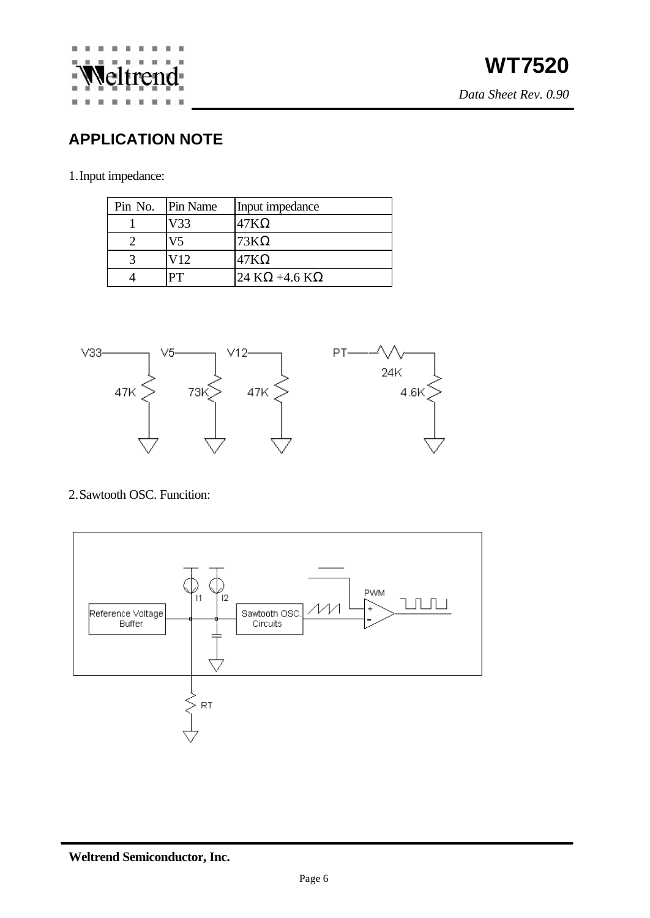## APPLICATION NOTE

1. Input impedance:

| Pin No. | Pin Name | Input impedance |
|---|---|---|
| 1 | V33 | 47KΩ |
| 2 | V5 | 73KΩ |
| 3 | V12 | 47KΩ |
| 4 | PT | 24 KΩ +4.6 KΩ |

2. Sawtooth OSC. Funcition: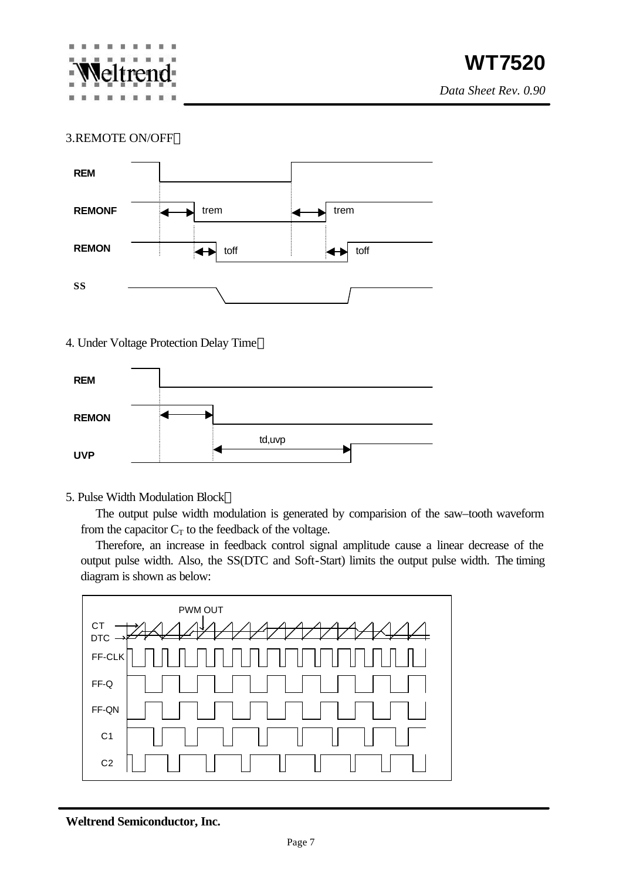3.REMOTE ON/OFF：

4. Under Voltage Protection Delay Time：

5. Pulse Width Modulation Block：

The output pulse width modulation is generated by comparision of the saw–tooth waveform from the capacitor $C_T$ to the feedback of the voltage.

Therefore, an increase in feedback control signal amplitude cause a linear decrease of the output pulse width. Also, the SS(DTC and Soft-Start) limits the output pulse width. The timing diagram is shown as below: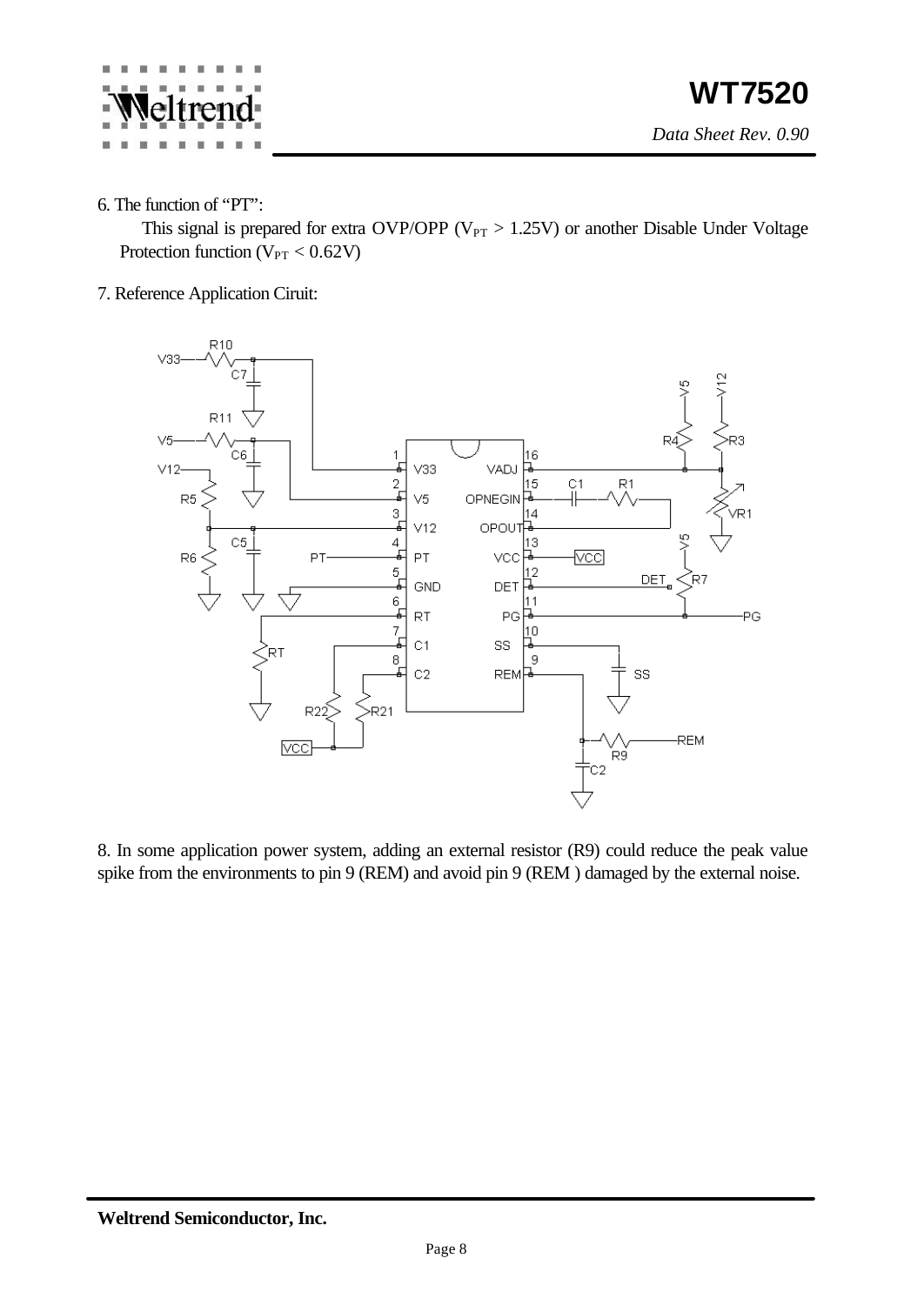6. The function of "PT":

This signal is prepared for extra OVP/OPP ($V_{PT} > 1.25V$) or another Disable Under Voltage Protection function ($V_{PT} < 0.62V$)

7. Reference Application Ciruit:

8. In some application power system, adding an external resistor (R9) could reduce the peak value spike from the environments to pin 9 (REM) and avoid pin 9 (REM ) damaged by the external noise.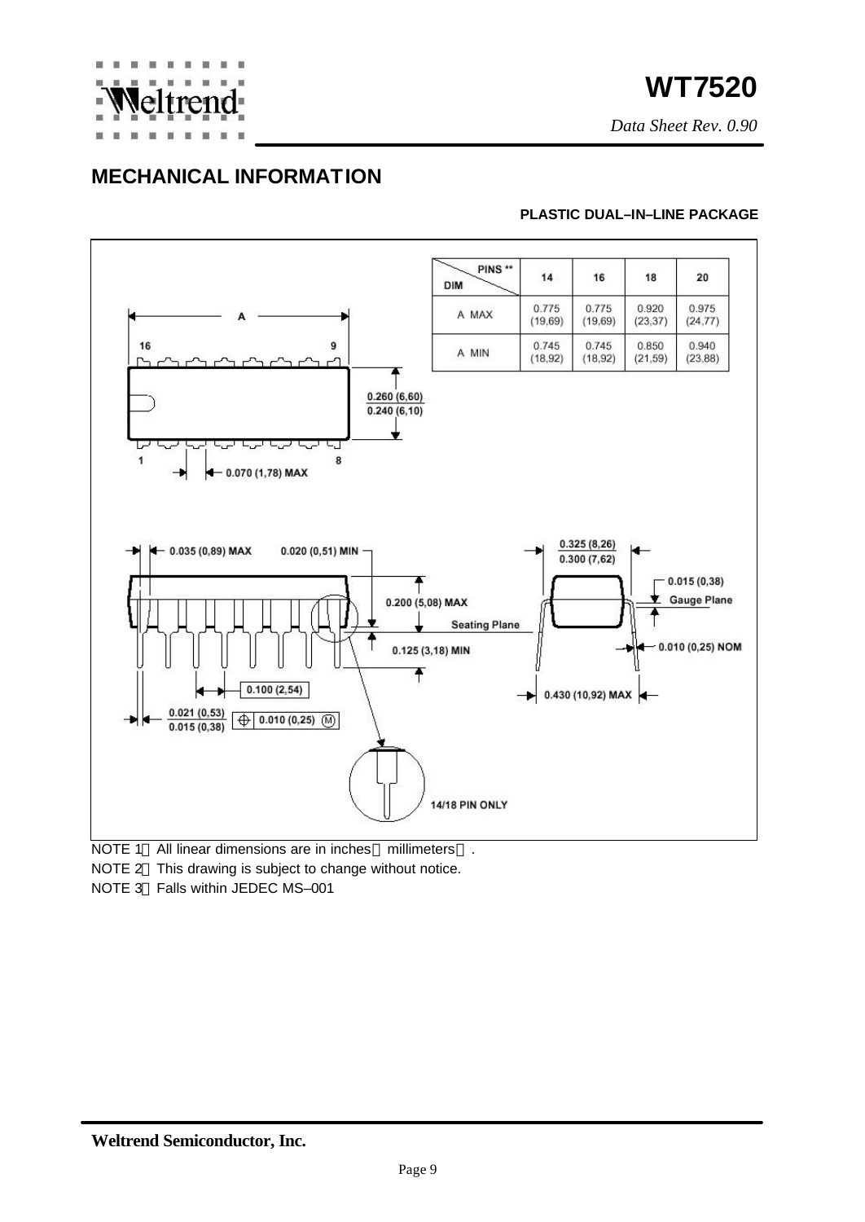## MECHANICAL INFORMATION

**PLASTIC DUAL–IN–LINE PACKAGE**

| PINS ** / DIM | 14 | 16 | 18 | 20 |
|---|---|---|---|---|
| A MAX | 0.775 (19,69) | 0.775 (19,69) | 0.920 (23,37) | 0.975 (24,77) |
| A MIN | 0.745 (18,92) | 0.745 (18,92) | 0.850 (21,59) | 0.940 (23,88) |

A

16

9

1

8

0.260 (6,60)
0.240 (6,10)

0.070 (1,78) MAX

0.035 (0,89) MAX

0.020 (0,51) MIN

0.200 (5,08) MAX

Seating Plane

0.125 (3,18) MIN

0.100 (2,54)

0.021 (0,53)
0.015 (0,38)

0.010 (0,25) M

0.325 (8,26)
0.300 (7,62)

0.015 (0,38)

Gauge Plane

0.010 (0,25) NOM

0.430 (10,92) MAX

14/18 PIN ONLY

NOTE 1：All linear dimensions are in inches（millimeters）.

NOTE 2：This drawing is subject to change without notice.

NOTE 3：Falls within JEDEC MS–001